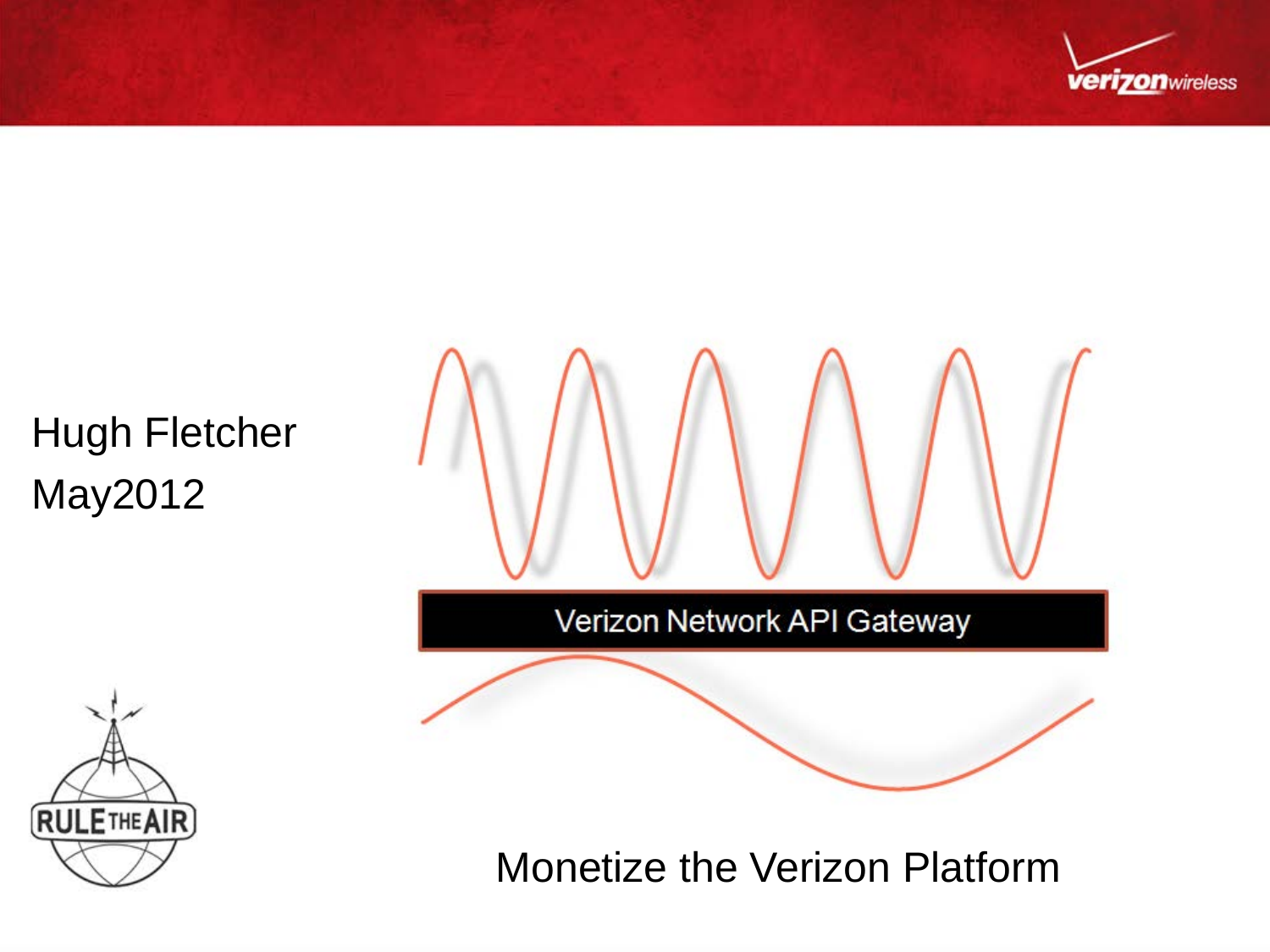Hugh Fletcher

May2012

Verizon Network API Gateway

Monetize the Verizon Platform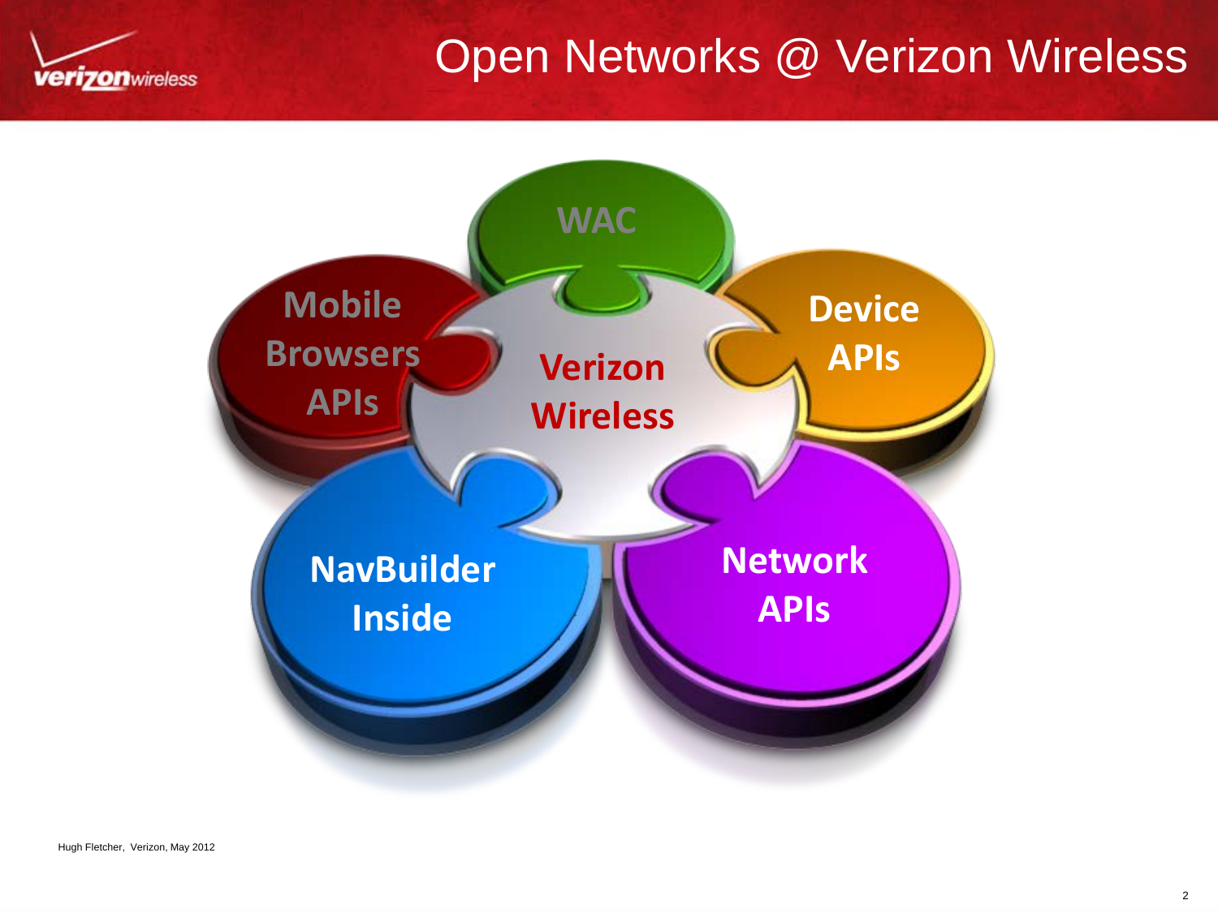# Open Networks @ Verizon Wireless

- Verizon Wireless
- WAC
- Device APIs
- Network APIs
- NavBuilder Inside
- Mobile Browsers APIs

Hugh Fletcher, Verizon, May 2012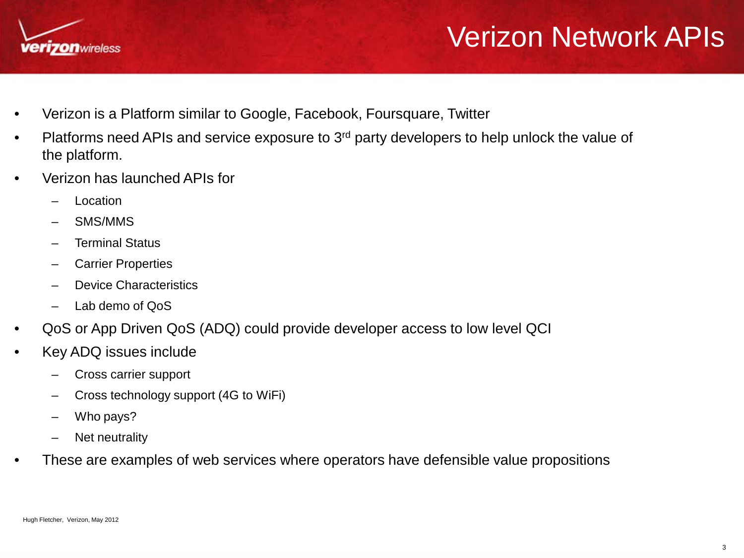# Verizon Network APIs

- Verizon is a Platform similar to Google, Facebook, Foursquare, Twitter
- Platforms need APIs and service exposure to 3rd party developers to help unlock the value of the platform.
- Verizon has launched APIs for
  - Location
  - SMS/MMS
  - Terminal Status
  - Carrier Properties
  - Device Characteristics
  - Lab demo of QoS
- QoS or App Driven QoS (ADQ) could provide developer access to low level QCI
- Key ADQ issues include
  - Cross carrier support
  - Cross technology support (4G to WiFi)
  - Who pays?
  - Net neutrality
- These are examples of web services where operators have defensible value propositions

Hugh Fletcher, Verizon, May 2012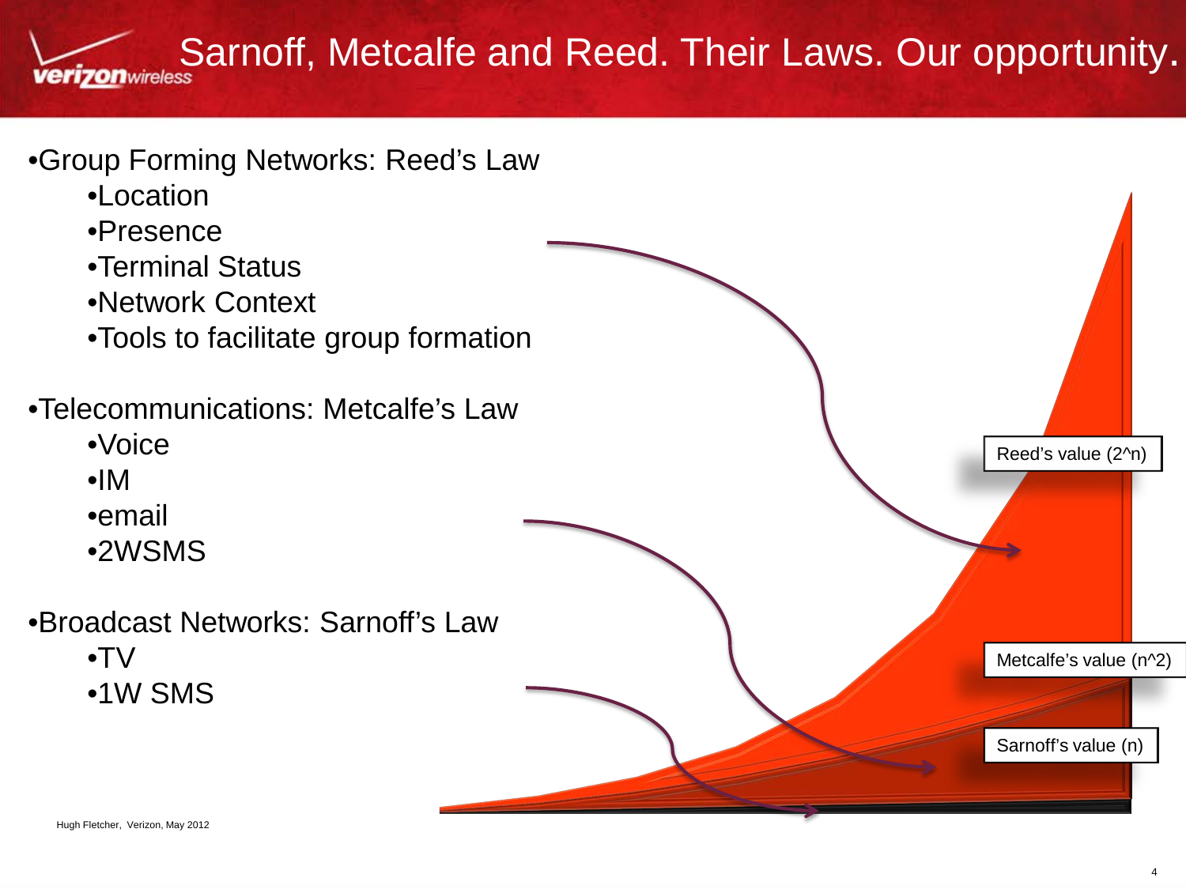# Sarnoff, Metcalfe and Reed. Their Laws. Our opportunity.

- Group Forming Networks: Reed's Law
  - Location
  - Presence
  - Terminal Status
  - Network Context
  - Tools to facilitate group formation
- Telecommunications: Metcalfe's Law
  - Voice
  - IM
  - email
  - 2WSMS
- Broadcast Networks: Sarnoff's Law
  - TV
  - 1W SMS

Reed's value (2^n)

Metcalfe's value (n^2)

Sarnoff's value (n)

Hugh Fletcher, Verizon, May 2012